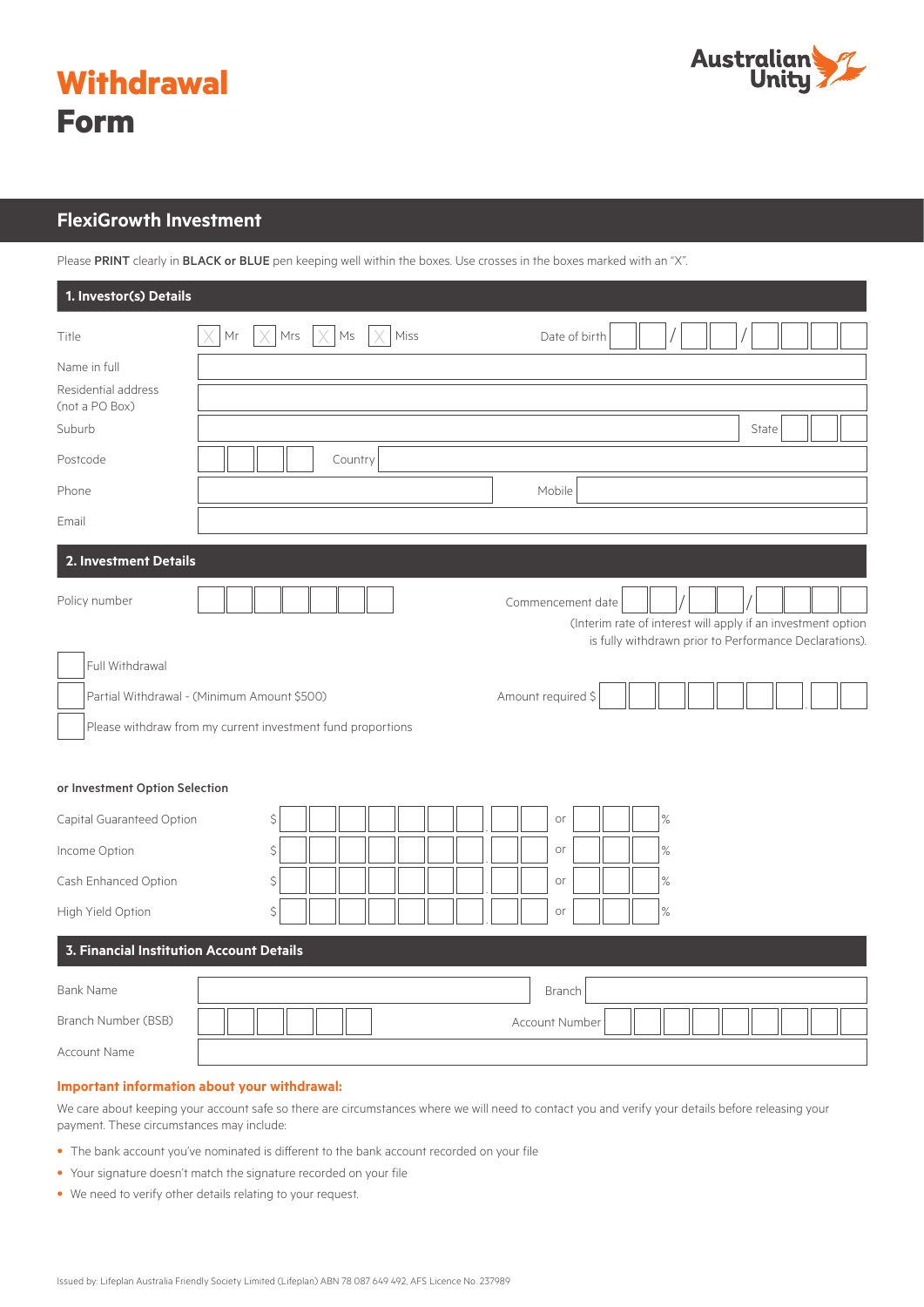# Withdrawal Form

Australian Unity

## FlexiGrowth Investment

Please **PRINT** clearly in **BLACK or BLUE** pen keeping well within the boxes. Use crosses in the boxes marked with an "X".

### 1. Investor(s) Details

Title ☐ Mr ☐ Mrs ☐ Ms ☐ Miss Date of birth __ __ / __ __ / __ __ __ __

Name in full

Residential address (not a PO Box)

Suburb State

Postcode Country

Phone Mobile

Email

### 2. Investment Details

Policy number

Commencement date __ __ / __ __ / __ __ __ __

(Interim rate of interest will apply if an investment option is fully withdrawn prior to Performance Declarations).

☐ Full Withdrawal

☐ Partial Withdrawal - (Minimum Amount $500) Amount required $

☐ Please withdraw from my current investment fund proportions

**or Investment Option Selection**

| Option | $ | or | % |
|---|---|---|---|
| Capital Guaranteed Option | $ | or | % |
| Income Option | $ | or | % |
| Cash Enhanced Option | $ | or | % |
| High Yield Option | $ | or | % |

### 3. Financial Institution Account Details

Bank Name Branch

Branch Number (BSB) Account Number

Account Name

**Important information about your withdrawal:**

We care about keeping your account safe so there are circumstances where we will need to contact you and verify your details before releasing your payment. These circumstances may include:

- The bank account you've nominated is different to the bank account recorded on your file
- Your signature doesn't match the signature recorded on your file
- We need to verify other details relating to your request.

Issued by: Lifeplan Australia Friendly Society Limited (Lifeplan) ABN 78 087 649 492, AFS Licence No. 237989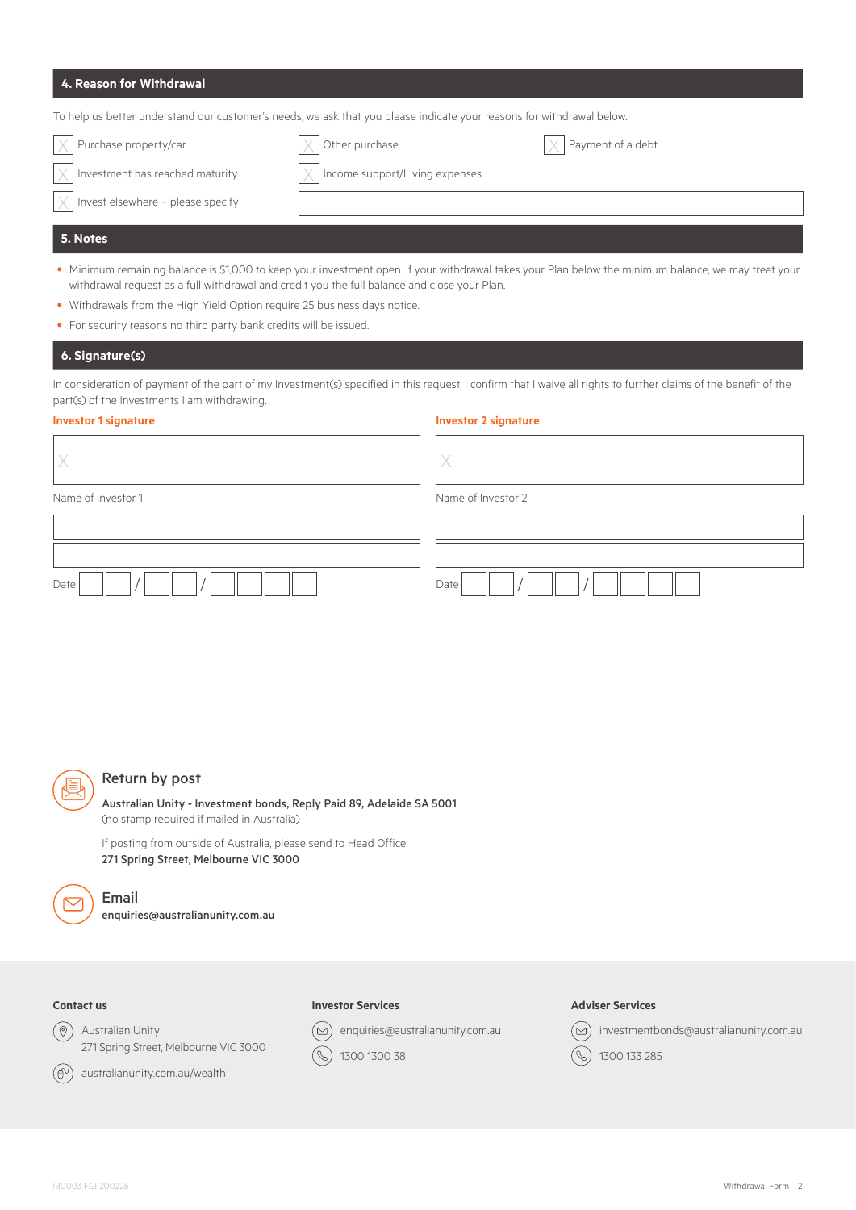## 4. Reason for Withdrawal

To help us better understand our customer's needs, we ask that you please indicate your reasons for withdrawal below.

- ☐ Purchase property/car
- ☐ Other purchase
- ☐ Payment of a debt
- ☐ Investment has reached maturity
- ☐ Income support/Living expenses
- ☐ Invest elsewhere – please specify ____________________

## 5. Notes

- Minimum remaining balance is $1,000 to keep your investment open. If your withdrawal takes your Plan below the minimum balance, we may treat your withdrawal request as a full withdrawal and credit you the full balance and close your Plan.
- Withdrawals from the High Yield Option require 25 business days notice.
- For security reasons no third party bank credits will be issued.

## 6. Signature(s)

In consideration of payment of the part of my Investment(s) specified in this request, I confirm that I waive all rights to further claims of the benefit of the part(s) of the Investments I am withdrawing.

**Investor 1 signature**

X ____________________

Name of Investor 1

____________________

____________________

Date __ __ / __ __ / __ __ __ __

**Investor 2 signature**

X ____________________

Name of Investor 2

____________________

____________________

Date __ __ / __ __ / __ __ __ __

### Return by post

**Australian Unity - Investment bonds, Reply Paid 89, Adelaide SA 5001**
(no stamp required if mailed in Australia)

If posting from outside of Australia, please send to Head Office:
**271 Spring Street, Melbourne VIC 3000**

### Email

**enquiries@australianunity.com.au**

**Contact us**

Australian Unity
271 Spring Street, Melbourne VIC 3000

australianunity.com.au/wealth

**Investor Services**

enquiries@australianunity.com.au

1300 1300 38

**Adviser Services**

investmentbonds@australianunity.com.au

1300 133 285

IB0003 FGI 200226